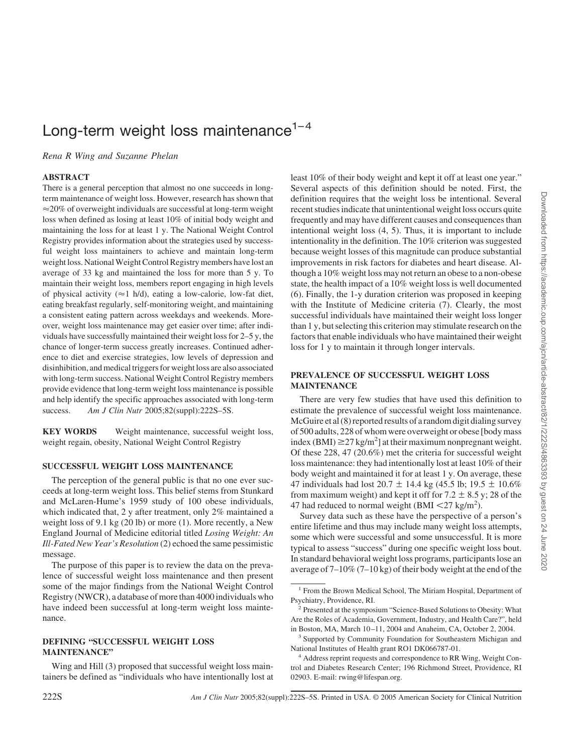# Long-term weight loss maintenance[1–4]

*Rena R Wing and Suzanne Phelan*

## ABSTRACT

There is a general perception that almost no one succeeds in long-term maintenance of weight loss. However, research has shown that ≈20% of overweight individuals are successful at long-term weight loss when defined as losing at least 10% of initial body weight and maintaining the loss for at least 1 y. The National Weight Control Registry provides information about the strategies used by successful weight loss maintainers to achieve and maintain long-term weight loss. National Weight Control Registry members have lost an average of 33 kg and maintained the loss for more than 5 y. To maintain their weight loss, members report engaging in high levels of physical activity (≈1 h/d), eating a low-calorie, low-fat diet, eating breakfast regularly, self-monitoring weight, and maintaining a consistent eating pattern across weekdays and weekends. Moreover, weight loss maintenance may get easier over time; after individuals have successfully maintained their weight loss for 2–5 y, the chance of longer-term success greatly increases. Continued adherence to diet and exercise strategies, low levels of depression and disinhibition, and medical triggers for weight loss are also associated with long-term success. National Weight Control Registry members provide evidence that long-term weight loss maintenance is possible and help identify the specific approaches associated with long-term success. *Am J Clin Nutr* 2005;82(suppl):222S–5S.

**KEY WORDS** Weight maintenance, successful weight loss, weight regain, obesity, National Weight Control Registry

## SUCCESSFUL WEIGHT LOSS MAINTENANCE

The perception of the general public is that no one ever succeeds at long-term weight loss. This belief stems from Stunkard and McLaren-Hume's 1959 study of 100 obese individuals, which indicated that, 2 y after treatment, only 2% maintained a weight loss of 9.1 kg (20 lb) or more (1). More recently, a New England Journal of Medicine editorial titled *Losing Weight: An Ill-Fated New Year's Resolution* (2) echoed the same pessimistic message.

The purpose of this paper is to review the data on the prevalence of successful weight loss maintenance and then present some of the major findings from the National Weight Control Registry (NWCR), a database of more than 4000 individuals who have indeed been successful at long-term weight loss maintenance.

## DEFINING "SUCCESSFUL WEIGHT LOSS MAINTENANCE"

Wing and Hill (3) proposed that successful weight loss maintainers be defined as "individuals who have intentionally lost at least 10% of their body weight and kept it off at least one year." Several aspects of this definition should be noted. First, the definition requires that the weight loss be intentional. Several recent studies indicate that unintentional weight loss occurs quite frequently and may have different causes and consequences than intentional weight loss (4, 5). Thus, it is important to include intentionality in the definition. The 10% criterion was suggested because weight losses of this magnitude can produce substantial improvements in risk factors for diabetes and heart disease. Although a 10% weight loss may not return an obese to a non-obese state, the health impact of a 10% weight loss is well documented (6). Finally, the 1-y duration criterion was proposed in keeping with the Institute of Medicine criteria (7). Clearly, the most successful individuals have maintained their weight loss longer than 1 y, but selecting this criterion may stimulate research on the factors that enable individuals who have maintained their weight loss for 1 y to maintain it through longer intervals.

## PREVALENCE OF SUCCESSFUL WEIGHT LOSS MAINTENANCE

There are very few studies that have used this definition to estimate the prevalence of successful weight loss maintenance. McGuire et al (8) reported results of a random digit dialing survey of 500 adults, 228 of whom were overweight or obese [body mass index (BMI) $\geq 27$ kg/m$^2$] at their maximum nonpregnant weight. Of these 228, 47 (20.6%) met the criteria for successful weight loss maintenance: they had intentionally lost at least 10% of their body weight and maintained it for at least 1 y. On average, these 47 individuals had lost 20.7 ± 14.4 kg (45.5 lb; 19.5 ± 10.6% from maximum weight) and kept it off for 7.2 ± 8.5 y; 28 of the 47 had reduced to normal weight (BMI $<27$ kg/m$^2$).

Survey data such as these have the perspective of a person's entire lifetime and thus may include many weight loss attempts, some which were successful and some unsuccessful. It is more typical to assess "success" during one specific weight loss bout. In standard behavioral weight loss programs, participants lose an average of 7–10% (7–10 kg) of their body weight at the end of the

[1] From the Brown Medical School, The Miriam Hospital, Department of Psychiatry, Providence, RI.

[2] Presented at the symposium "Science-Based Solutions to Obesity: What Are the Roles of Academia, Government, Industry, and Health Care?", held in Boston, MA, March 10–11, 2004 and Anaheim, CA, October 2, 2004.

[3] Supported by Community Foundation for Southeastern Michigan and National Institutes of Health grant RO1 DK066787-01.

[4] Address reprint requests and correspondence to RR Wing, Weight Control and Diabetes Research Center; 196 Richmond Street, Providence, RI 02903. E-mail: rwing@lifespan.org.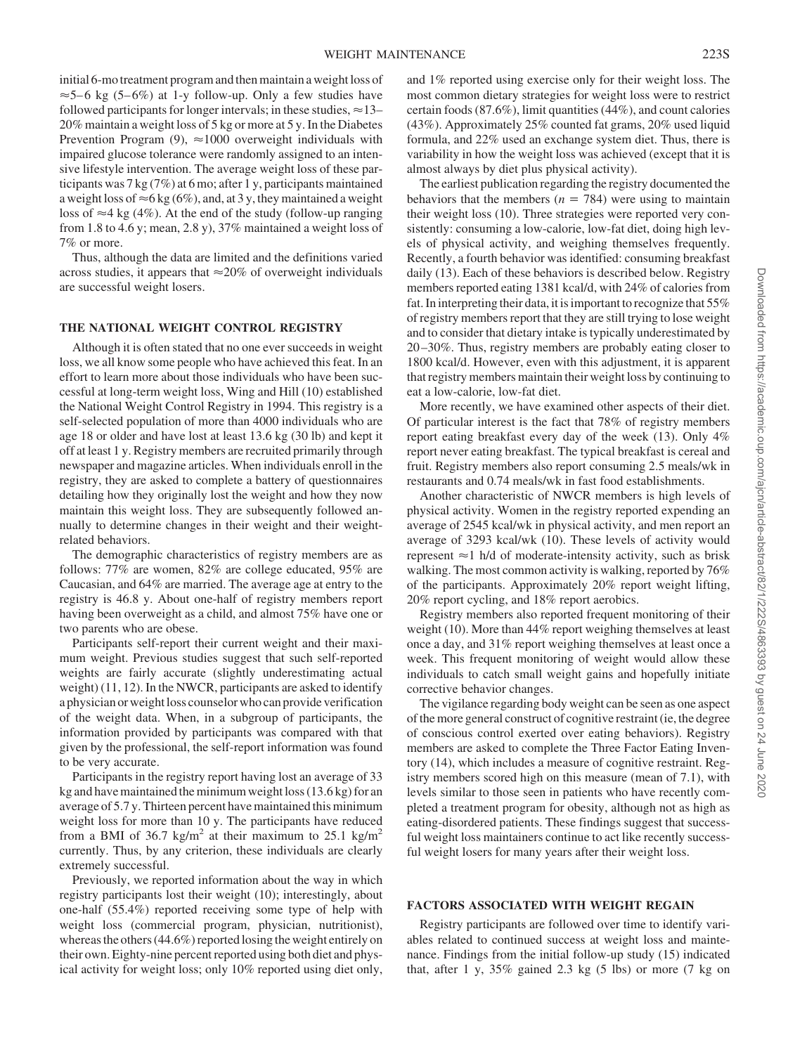initial 6-mo treatment program and then maintain a weight loss of ≈5–6 kg (5–6%) at 1-y follow-up. Only a few studies have followed participants for longer intervals; in these studies, ≈13–20% maintain a weight loss of 5 kg or more at 5 y. In the Diabetes Prevention Program (9), ≈1000 overweight individuals with impaired glucose tolerance were randomly assigned to an intensive lifestyle intervention. The average weight loss of these participants was 7 kg (7%) at 6 mo; after 1 y, participants maintained a weight loss of ≈6 kg (6%), and, at 3 y, they maintained a weight loss of ≈4 kg (4%). At the end of the study (follow-up ranging from 1.8 to 4.6 y; mean, 2.8 y), 37% maintained a weight loss of 7% or more.

Thus, although the data are limited and the definitions varied across studies, it appears that ≈20% of overweight individuals are successful weight losers.

## THE NATIONAL WEIGHT CONTROL REGISTRY

Although it is often stated that no one ever succeeds in weight loss, we all know some people who have achieved this feat. In an effort to learn more about those individuals who have been successful at long-term weight loss, Wing and Hill (10) established the National Weight Control Registry in 1994. This registry is a self-selected population of more than 4000 individuals who are age 18 or older and have lost at least 13.6 kg (30 lb) and kept it off at least 1 y. Registry members are recruited primarily through newspaper and magazine articles. When individuals enroll in the registry, they are asked to complete a battery of questionnaires detailing how they originally lost the weight and how they now maintain this weight loss. They are subsequently followed annually to determine changes in their weight and their weight-related behaviors.

The demographic characteristics of registry members are as follows: 77% are women, 82% are college educated, 95% are Caucasian, and 64% are married. The average age at entry to the registry is 46.8 y. About one-half of registry members report having been overweight as a child, and almost 75% have one or two parents who are obese.

Participants self-report their current weight and their maximum weight. Previous studies suggest that such self-reported weights are fairly accurate (slightly underestimating actual weight) (11, 12). In the NWCR, participants are asked to identify a physician or weight loss counselor who can provide verification of the weight data. When, in a subgroup of participants, the information provided by participants was compared with that given by the professional, the self-report information was found to be very accurate.

Participants in the registry report having lost an average of 33 kg and have maintained the minimum weight loss (13.6 kg) for an average of 5.7 y. Thirteen percent have maintained this minimum weight loss for more than 10 y. The participants have reduced from a BMI of 36.7 kg/m$^2$ at their maximum to 25.1 kg/m$^2$ currently. Thus, by any criterion, these individuals are clearly extremely successful.

Previously, we reported information about the way in which registry participants lost their weight (10); interestingly, about one-half (55.4%) reported receiving some type of help with weight loss (commercial program, physician, nutritionist), whereas the others (44.6%) reported losing the weight entirely on their own. Eighty-nine percent reported using both diet and physical activity for weight loss; only 10% reported using diet only, and 1% reported using exercise only for their weight loss. The most common dietary strategies for weight loss were to restrict certain foods (87.6%), limit quantities (44%), and count calories (43%). Approximately 25% counted fat grams, 20% used liquid formula, and 22% used an exchange system diet. Thus, there is variability in how the weight loss was achieved (except that it is almost always by diet plus physical activity).

The earliest publication regarding the registry documented the behaviors that the members ($n$ = 784) were using to maintain their weight loss (10). Three strategies were reported very consistently: consuming a low-calorie, low-fat diet, doing high levels of physical activity, and weighing themselves frequently. Recently, a fourth behavior was identified: consuming breakfast daily (13). Each of these behaviors is described below. Registry members reported eating 1381 kcal/d, with 24% of calories from fat. In interpreting their data, it is important to recognize that 55% of registry members report that they are still trying to lose weight and to consider that dietary intake is typically underestimated by 20–30%. Thus, registry members are probably eating closer to 1800 kcal/d. However, even with this adjustment, it is apparent that registry members maintain their weight loss by continuing to eat a low-calorie, low-fat diet.

More recently, we have examined other aspects of their diet. Of particular interest is the fact that 78% of registry members report eating breakfast every day of the week (13). Only 4% report never eating breakfast. The typical breakfast is cereal and fruit. Registry members also report consuming 2.5 meals/wk in restaurants and 0.74 meals/wk in fast food establishments.

Another characteristic of NWCR members is high levels of physical activity. Women in the registry reported expending an average of 2545 kcal/wk in physical activity, and men report an average of 3293 kcal/wk (10). These levels of activity would represent ≈1 h/d of moderate-intensity activity, such as brisk walking. The most common activity is walking, reported by 76% of the participants. Approximately 20% report weight lifting, 20% report cycling, and 18% report aerobics.

Registry members also reported frequent monitoring of their weight (10). More than 44% report weighing themselves at least once a day, and 31% report weighing themselves at least once a week. This frequent monitoring of weight would allow these individuals to catch small weight gains and hopefully initiate corrective behavior changes.

The vigilance regarding body weight can be seen as one aspect of the more general construct of cognitive restraint (ie, the degree of conscious control exerted over eating behaviors). Registry members are asked to complete the Three Factor Eating Inventory (14), which includes a measure of cognitive restraint. Registry members scored high on this measure (mean of 7.1), with levels similar to those seen in patients who have recently completed a treatment program for obesity, although not as high as eating-disordered patients. These findings suggest that successful weight loss maintainers continue to act like recently successful weight losers for many years after their weight loss.

## FACTORS ASSOCIATED WITH WEIGHT REGAIN

Registry participants are followed over time to identify variables related to continued success at weight loss and maintenance. Findings from the initial follow-up study (15) indicated that, after 1 y, 35% gained 2.3 kg (5 lbs) or more (7 kg on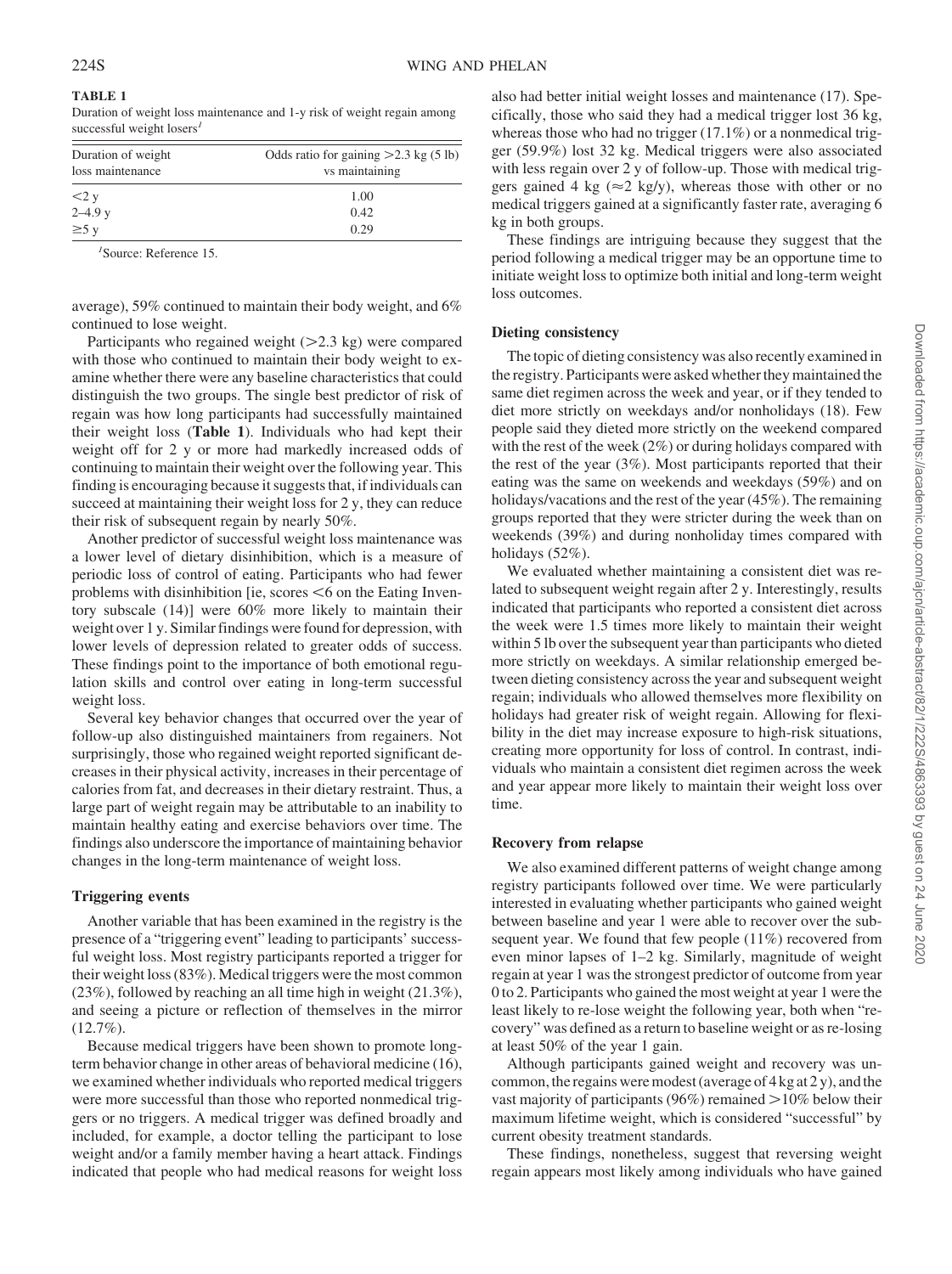**TABLE 1**
Duration of weight loss maintenance and 1-y risk of weight regain among successful weight losers[1]

| Duration of weight loss maintenance | Odds ratio for gaining >2.3 kg (5 lb) vs maintaining |
|---|---|
| <2 y | 1.00 |
| 2–4.9 y | 0.42 |
| ≥5 y | 0.29 |

[1]Source: Reference 15.

average), 59% continued to maintain their body weight, and 6% continued to lose weight.

Participants who regained weight (>2.3 kg) were compared with those who continued to maintain their body weight to examine whether there were any baseline characteristics that could distinguish the two groups. The single best predictor of risk of regain was how long participants had successfully maintained their weight loss (**Table 1**). Individuals who had kept their weight off for 2 y or more had markedly increased odds of continuing to maintain their weight over the following year. This finding is encouraging because it suggests that, if individuals can succeed at maintaining their weight loss for 2 y, they can reduce their risk of subsequent regain by nearly 50%.

Another predictor of successful weight loss maintenance was a lower level of dietary disinhibition, which is a measure of periodic loss of control of eating. Participants who had fewer problems with disinhibition [ie, scores <6 on the Eating Inventory subscale (14)] were 60% more likely to maintain their weight over 1 y. Similar findings were found for depression, with lower levels of depression related to greater odds of success. These findings point to the importance of both emotional regulation skills and control over eating in long-term successful weight loss.

Several key behavior changes that occurred over the year of follow-up also distinguished maintainers from regainers. Not surprisingly, those who regained weight reported significant decreases in their physical activity, increases in their percentage of calories from fat, and decreases in their dietary restraint. Thus, a large part of weight regain may be attributable to an inability to maintain healthy eating and exercise behaviors over time. The findings also underscore the importance of maintaining behavior changes in the long-term maintenance of weight loss.

### Triggering events

Another variable that has been examined in the registry is the presence of a "triggering event" leading to participants' successful weight loss. Most registry participants reported a trigger for their weight loss (83%). Medical triggers were the most common (23%), followed by reaching an all time high in weight (21.3%), and seeing a picture or reflection of themselves in the mirror (12.7%).

Because medical triggers have been shown to promote long-term behavior change in other areas of behavioral medicine (16), we examined whether individuals who reported medical triggers were more successful than those who reported nonmedical triggers or no triggers. A medical trigger was defined broadly and included, for example, a doctor telling the participant to lose weight and/or a family member having a heart attack. Findings indicated that people who had medical reasons for weight loss also had better initial weight losses and maintenance (17). Specifically, those who said they had a medical trigger lost 36 kg, whereas those who had no trigger (17.1%) or a nonmedical trigger (59.9%) lost 32 kg. Medical triggers were also associated with less regain over 2 y of follow-up. Those with medical triggers gained 4 kg (≈2 kg/y), whereas those with other or no medical triggers gained at a significantly faster rate, averaging 6 kg in both groups.

These findings are intriguing because they suggest that the period following a medical trigger may be an opportune time to initiate weight loss to optimize both initial and long-term weight loss outcomes.

### Dieting consistency

The topic of dieting consistency was also recently examined in the registry. Participants were asked whether they maintained the same diet regimen across the week and year, or if they tended to diet more strictly on weekdays and/or nonholidays (18). Few people said they dieted more strictly on the weekend compared with the rest of the week (2%) or during holidays compared with the rest of the year (3%). Most participants reported that their eating was the same on weekends and weekdays (59%) and on holidays/vacations and the rest of the year (45%). The remaining groups reported that they were stricter during the week than on weekends (39%) and during nonholiday times compared with holidays (52%).

We evaluated whether maintaining a consistent diet was related to subsequent weight regain after 2 y. Interestingly, results indicated that participants who reported a consistent diet across the week were 1.5 times more likely to maintain their weight within 5 lb over the subsequent year than participants who dieted more strictly on weekdays. A similar relationship emerged between dieting consistency across the year and subsequent weight regain; individuals who allowed themselves more flexibility on holidays had greater risk of weight regain. Allowing for flexibility in the diet may increase exposure to high-risk situations, creating more opportunity for loss of control. In contrast, individuals who maintain a consistent diet regimen across the week and year appear more likely to maintain their weight loss over time.

### Recovery from relapse

We also examined different patterns of weight change among registry participants followed over time. We were particularly interested in evaluating whether participants who gained weight between baseline and year 1 were able to recover over the subsequent year. We found that few people (11%) recovered from even minor lapses of 1–2 kg. Similarly, magnitude of weight regain at year 1 was the strongest predictor of outcome from year 0 to 2. Participants who gained the most weight at year 1 were the least likely to re-lose weight the following year, both when "recovery" was defined as a return to baseline weight or as re-losing at least 50% of the year 1 gain.

Although participants gained weight and recovery was uncommon, the regains were modest (average of 4 kg at 2 y), and the vast majority of participants (96%) remained >10% below their maximum lifetime weight, which is considered "successful" by current obesity treatment standards.

These findings, nonetheless, suggest that reversing weight regain appears most likely among individuals who have gained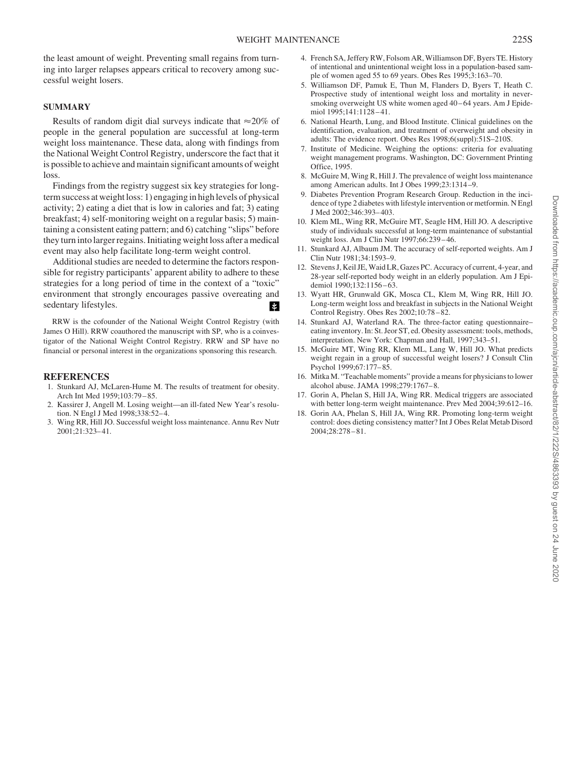the least amount of weight. Preventing small regains from turning into larger relapses appears critical to recovery among successful weight losers.

## SUMMARY

Results of random digit dial surveys indicate that ≈20% of people in the general population are successful at long-term weight loss maintenance. These data, along with findings from the National Weight Control Registry, underscore the fact that it is possible to achieve and maintain significant amounts of weight loss.

Findings from the registry suggest six key strategies for long-term success at weight loss: 1) engaging in high levels of physical activity; 2) eating a diet that is low in calories and fat; 3) eating breakfast; 4) self-monitoring weight on a regular basis; 5) maintaining a consistent eating pattern; and 6) catching "slips" before they turn into larger regains. Initiating weight loss after a medical event may also help facilitate long-term weight control.

Additional studies are needed to determine the factors responsible for registry participants' apparent ability to adhere to these strategies for a long period of time in the context of a "toxic" environment that strongly encourages passive overeating and sedentary lifestyles.

RRW is the cofounder of the National Weight Control Registry (with James O Hill). RRW coauthored the manuscript with SP, who is a coinvestigator of the National Weight Control Registry. RRW and SP have no financial or personal interest in the organizations sponsoring this research.

## REFERENCES

1. Stunkard AJ, McLaren-Hume M. The results of treatment for obesity. Arch Int Med 1959;103:79–85.
2. Kassirer J, Angell M. Losing weight—an ill-fated New Year's resolution. N Engl J Med 1998;338:52–4.
3. Wing RR, Hill JO. Successful weight loss maintenance. Annu Rev Nutr 2001;21:323–41.
4. French SA, Jeffery RW, Folsom AR, Williamson DF, Byers TE. History of intentional and unintentional weight loss in a population-based sample of women aged 55 to 69 years. Obes Res 1995;3:163–70.
5. Williamson DF, Pamuk E, Thun M, Flanders D, Byers T, Heath C. Prospective study of intentional weight loss and mortality in never-smoking overweight US white women aged 40–64 years. Am J Epidemiol 1995;141:1128–41.
6. National Hearth, Lung, and Blood Institute. Clinical guidelines on the identification, evaluation, and treatment of overweight and obesity in adults: The evidence report. Obes Res 1998;6(suppl):51S–210S.
7. Institute of Medicine. Weighing the options: criteria for evaluating weight management programs. Washington, DC: Government Printing Office, 1995.
8. McGuire M, Wing R, Hill J. The prevalence of weight loss maintenance among American adults. Int J Obes 1999;23:1314–9.
9. Diabetes Prevention Program Research Group. Reduction in the incidence of type 2 diabetes with lifestyle intervention or metformin. N Engl J Med 2002;346:393–403.
10. Klem ML, Wing RR, McGuire MT, Seagle HM, Hill JO. A descriptive study of individuals successful at long-term maintenance of substantial weight loss. Am J Clin Nutr 1997;66:239–46.
11. Stunkard AJ, Albaum JM. The accuracy of self-reported weights. Am J Clin Nutr 1981;34:1593–9.
12. Stevens J, Keil JE, Waid LR, Gazes PC. Accuracy of current, 4-year, and 28-year self-reported body weight in an elderly population. Am J Epidemiol 1990;132:1156–63.
13. Wyatt HR, Grunwald GK, Mosca CL, Klem M, Wing RR, Hill JO. Long-term weight loss and breakfast in subjects in the National Weight Control Registry. Obes Res 2002;10:78–82.
14. Stunkard AJ, Waterland RA. The three-factor eating questionnaire–eating inventory. In: St. Jeor ST, ed. Obesity assessment: tools, methods, interpretation. New York: Chapman and Hall, 1997;343–51.
15. McGuire MT, Wing RR, Klem ML, Lang W, Hill JO. What predicts weight regain in a group of successful weight losers? J Consult Clin Psychol 1999;67:177–85.
16. Mitka M. "Teachable moments" provide a means for physicians to lower alcohol abuse. JAMA 1998;279:1767–8.
17. Gorin A, Phelan S, Hill JA, Wing RR. Medical triggers are associated with better long-term weight maintenance. Prev Med 2004;39:612–16.
18. Gorin AA, Phelan S, Hill JA, Wing RR. Promoting long-term weight control: does dieting consistency matter? Int J Obes Relat Metab Disord 2004;28:278–81.